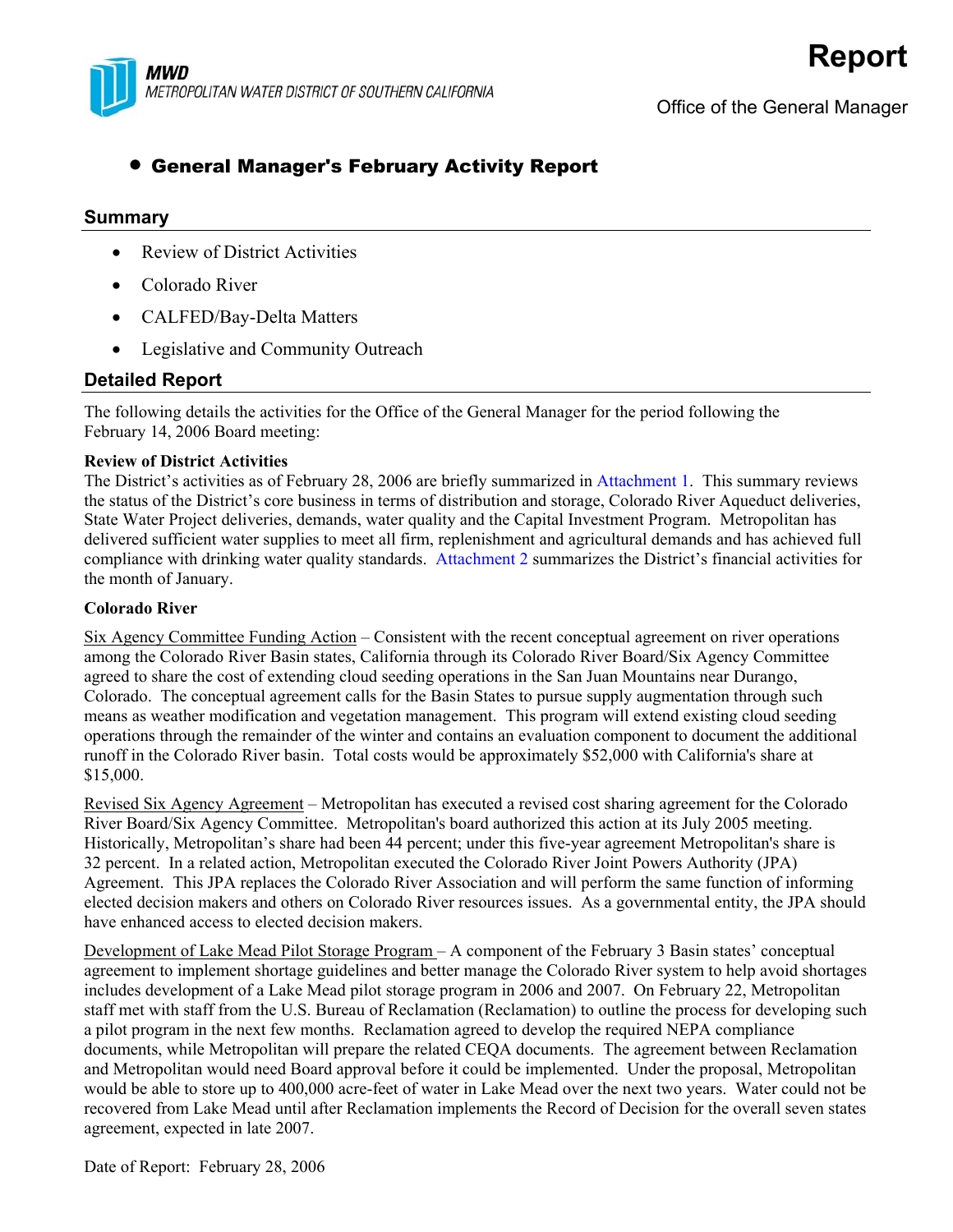MWD
METROPOLITAN WATER DISTRICT OF SOUTHERN CALIFORNIA

# Report

Office of the General Manager

- **General Manager's February Activity Report**

## Summary

- Review of District Activities
- Colorado River
- CALFED/Bay-Delta Matters
- Legislative and Community Outreach

## Detailed Report

The following details the activities for the Office of the General Manager for the period following the February 14, 2006 Board meeting:

**Review of District Activities**

The District's activities as of February 28, 2006 are briefly summarized in Attachment 1. This summary reviews the status of the District's core business in terms of distribution and storage, Colorado River Aqueduct deliveries, State Water Project deliveries, demands, water quality and the Capital Investment Program. Metropolitan has delivered sufficient water supplies to meet all firm, replenishment and agricultural demands and has achieved full compliance with drinking water quality standards. Attachment 2 summarizes the District's financial activities for the month of January.

**Colorado River**

Six Agency Committee Funding Action – Consistent with the recent conceptual agreement on river operations among the Colorado River Basin states, California through its Colorado River Board/Six Agency Committee agreed to share the cost of extending cloud seeding operations in the San Juan Mountains near Durango, Colorado. The conceptual agreement calls for the Basin States to pursue supply augmentation through such means as weather modification and vegetation management. This program will extend existing cloud seeding operations through the remainder of the winter and contains an evaluation component to document the additional runoff in the Colorado River basin. Total costs would be approximately $52,000 with California's share at $15,000.

Revised Six Agency Agreement – Metropolitan has executed a revised cost sharing agreement for the Colorado River Board/Six Agency Committee. Metropolitan's board authorized this action at its July 2005 meeting. Historically, Metropolitan's share had been 44 percent; under this five-year agreement Metropolitan's share is 32 percent. In a related action, Metropolitan executed the Colorado River Joint Powers Authority (JPA) Agreement. This JPA replaces the Colorado River Association and will perform the same function of informing elected decision makers and others on Colorado River resources issues. As a governmental entity, the JPA should have enhanced access to elected decision makers.

Development of Lake Mead Pilot Storage Program – A component of the February 3 Basin states' conceptual agreement to implement shortage guidelines and better manage the Colorado River system to help avoid shortages includes development of a Lake Mead pilot storage program in 2006 and 2007. On February 22, Metropolitan staff met with staff from the U.S. Bureau of Reclamation (Reclamation) to outline the process for developing such a pilot program in the next few months. Reclamation agreed to develop the required NEPA compliance documents, while Metropolitan will prepare the related CEQA documents. The agreement between Reclamation and Metropolitan would need Board approval before it could be implemented. Under the proposal, Metropolitan would be able to store up to 400,000 acre-feet of water in Lake Mead over the next two years. Water could not be recovered from Lake Mead until after Reclamation implements the Record of Decision for the overall seven states agreement, expected in late 2007.

Date of Report: February 28, 2006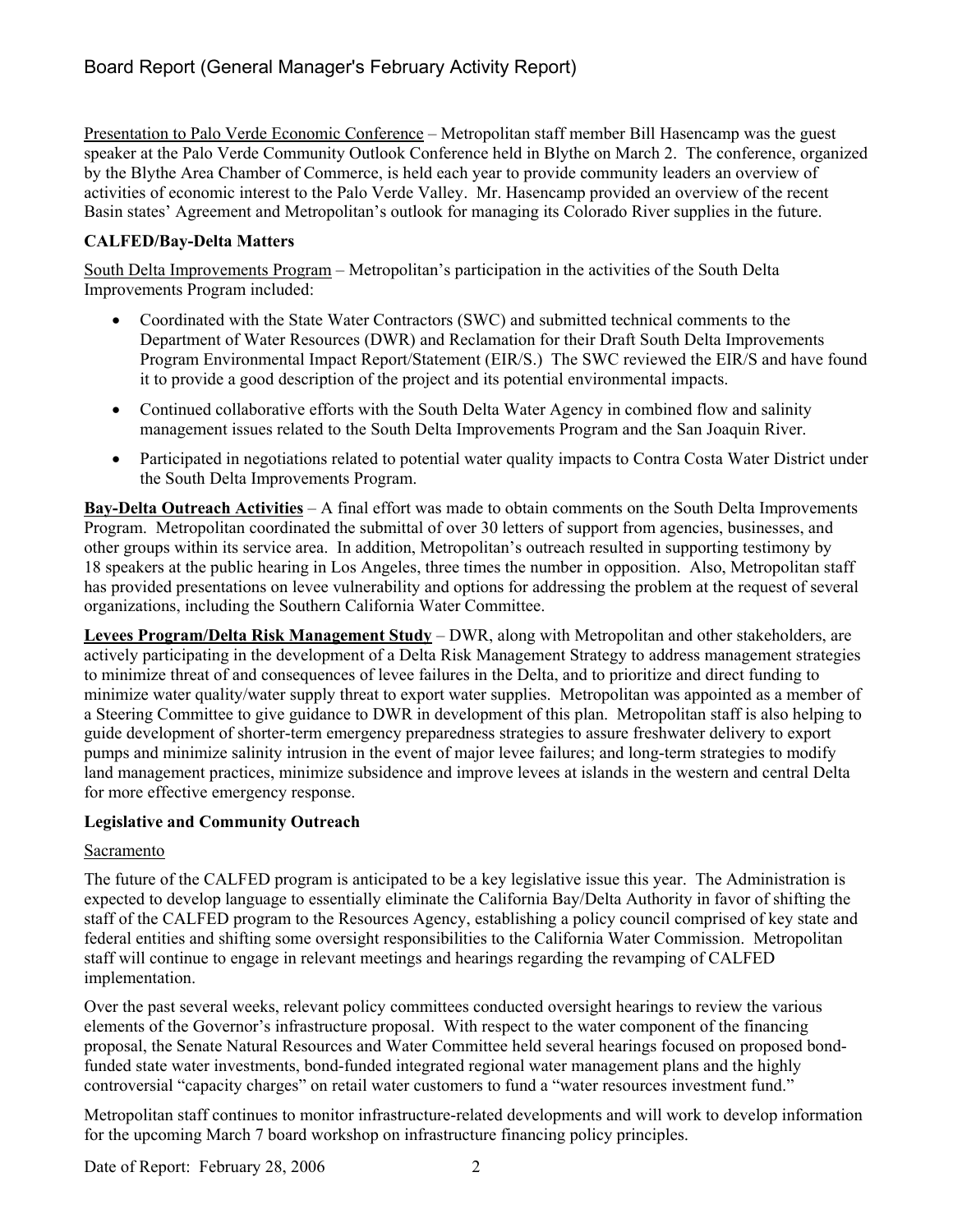Presentation to Palo Verde Economic Conference – Metropolitan staff member Bill Hasencamp was the guest speaker at the Palo Verde Community Outlook Conference held in Blythe on March 2. The conference, organized by the Blythe Area Chamber of Commerce, is held each year to provide community leaders an overview of activities of economic interest to the Palo Verde Valley. Mr. Hasencamp provided an overview of the recent Basin states' Agreement and Metropolitan's outlook for managing its Colorado River supplies in the future.

**CALFED/Bay-Delta Matters**

South Delta Improvements Program – Metropolitan's participation in the activities of the South Delta Improvements Program included:

- Coordinated with the State Water Contractors (SWC) and submitted technical comments to the Department of Water Resources (DWR) and Reclamation for their Draft South Delta Improvements Program Environmental Impact Report/Statement (EIR/S.) The SWC reviewed the EIR/S and have found it to provide a good description of the project and its potential environmental impacts.
- Continued collaborative efforts with the South Delta Water Agency in combined flow and salinity management issues related to the South Delta Improvements Program and the San Joaquin River.
- Participated in negotiations related to potential water quality impacts to Contra Costa Water District under the South Delta Improvements Program.

**Bay-Delta Outreach Activities** – A final effort was made to obtain comments on the South Delta Improvements Program. Metropolitan coordinated the submittal of over 30 letters of support from agencies, businesses, and other groups within its service area. In addition, Metropolitan's outreach resulted in supporting testimony by 18 speakers at the public hearing in Los Angeles, three times the number in opposition. Also, Metropolitan staff has provided presentations on levee vulnerability and options for addressing the problem at the request of several organizations, including the Southern California Water Committee.

**Levees Program/Delta Risk Management Study** – DWR, along with Metropolitan and other stakeholders, are actively participating in the development of a Delta Risk Management Strategy to address management strategies to minimize threat of and consequences of levee failures in the Delta, and to prioritize and direct funding to minimize water quality/water supply threat to export water supplies. Metropolitan was appointed as a member of a Steering Committee to give guidance to DWR in development of this plan. Metropolitan staff is also helping to guide development of shorter-term emergency preparedness strategies to assure freshwater delivery to export pumps and minimize salinity intrusion in the event of major levee failures; and long-term strategies to modify land management practices, minimize subsidence and improve levees at islands in the western and central Delta for more effective emergency response.

**Legislative and Community Outreach**

Sacramento

The future of the CALFED program is anticipated to be a key legislative issue this year. The Administration is expected to develop language to essentially eliminate the California Bay/Delta Authority in favor of shifting the staff of the CALFED program to the Resources Agency, establishing a policy council comprised of key state and federal entities and shifting some oversight responsibilities to the California Water Commission. Metropolitan staff will continue to engage in relevant meetings and hearings regarding the revamping of CALFED implementation.

Over the past several weeks, relevant policy committees conducted oversight hearings to review the various elements of the Governor's infrastructure proposal. With respect to the water component of the financing proposal, the Senate Natural Resources and Water Committee held several hearings focused on proposed bond-funded state water investments, bond-funded integrated regional water management plans and the highly controversial "capacity charges" on retail water customers to fund a "water resources investment fund."

Metropolitan staff continues to monitor infrastructure-related developments and will work to develop information for the upcoming March 7 board workshop on infrastructure financing policy principles.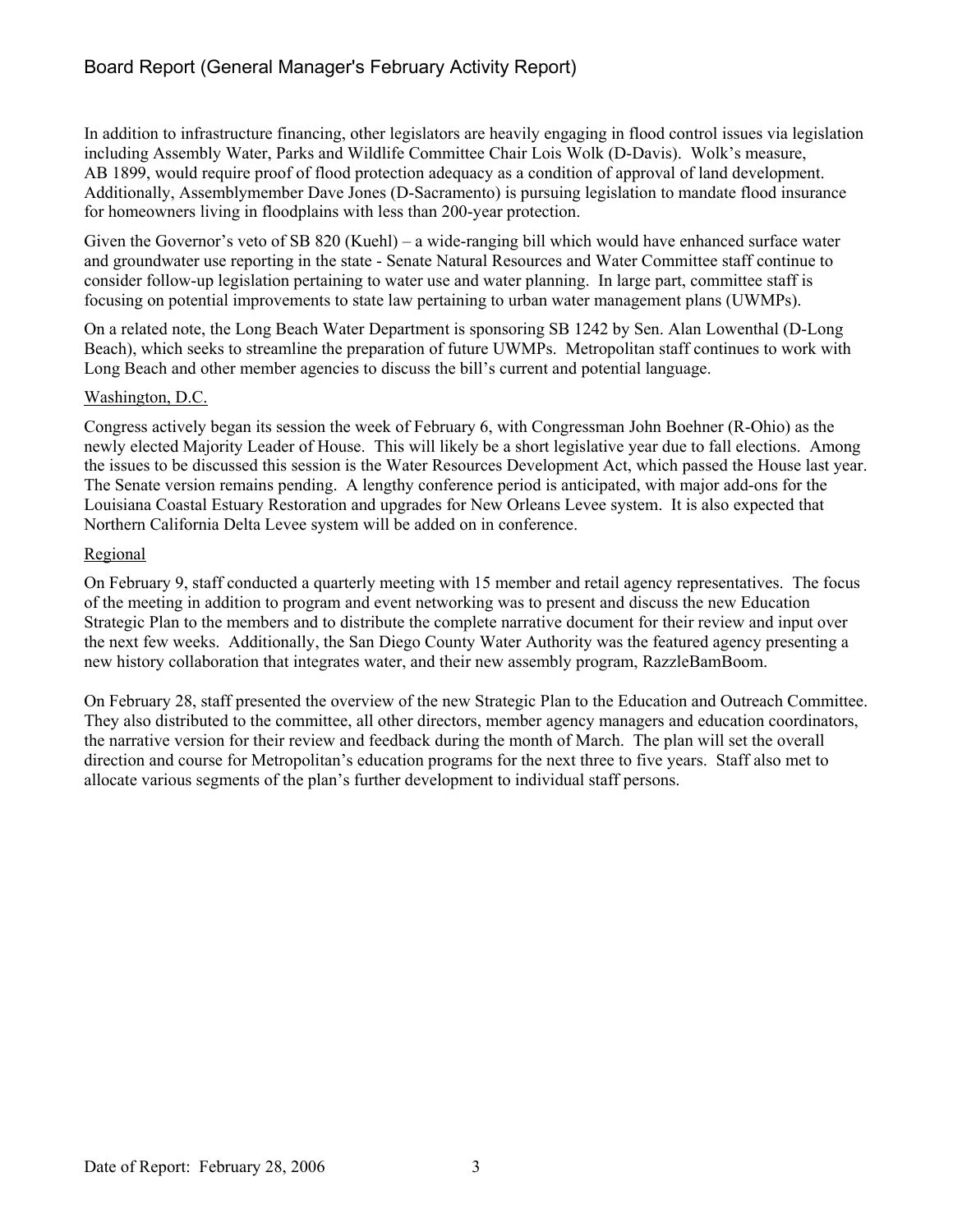In addition to infrastructure financing, other legislators are heavily engaging in flood control issues via legislation including Assembly Water, Parks and Wildlife Committee Chair Lois Wolk (D-Davis). Wolk's measure, AB 1899, would require proof of flood protection adequacy as a condition of approval of land development. Additionally, Assemblymember Dave Jones (D-Sacramento) is pursuing legislation to mandate flood insurance for homeowners living in floodplains with less than 200-year protection.

Given the Governor's veto of SB 820 (Kuehl) – a wide-ranging bill which would have enhanced surface water and groundwater use reporting in the state - Senate Natural Resources and Water Committee staff continue to consider follow-up legislation pertaining to water use and water planning. In large part, committee staff is focusing on potential improvements to state law pertaining to urban water management plans (UWMPs).

On a related note, the Long Beach Water Department is sponsoring SB 1242 by Sen. Alan Lowenthal (D-Long Beach), which seeks to streamline the preparation of future UWMPs. Metropolitan staff continues to work with Long Beach and other member agencies to discuss the bill's current and potential language.

Washington, D.C.

Congress actively began its session the week of February 6, with Congressman John Boehner (R-Ohio) as the newly elected Majority Leader of House. This will likely be a short legislative year due to fall elections. Among the issues to be discussed this session is the Water Resources Development Act, which passed the House last year. The Senate version remains pending. A lengthy conference period is anticipated, with major add-ons for the Louisiana Coastal Estuary Restoration and upgrades for New Orleans Levee system. It is also expected that Northern California Delta Levee system will be added on in conference.

Regional

On February 9, staff conducted a quarterly meeting with 15 member and retail agency representatives. The focus of the meeting in addition to program and event networking was to present and discuss the new Education Strategic Plan to the members and to distribute the complete narrative document for their review and input over the next few weeks. Additionally, the San Diego County Water Authority was the featured agency presenting a new history collaboration that integrates water, and their new assembly program, RazzleBamBoom.

On February 28, staff presented the overview of the new Strategic Plan to the Education and Outreach Committee. They also distributed to the committee, all other directors, member agency managers and education coordinators, the narrative version for their review and feedback during the month of March. The plan will set the overall direction and course for Metropolitan's education programs for the next three to five years. Staff also met to allocate various segments of the plan's further development to individual staff persons.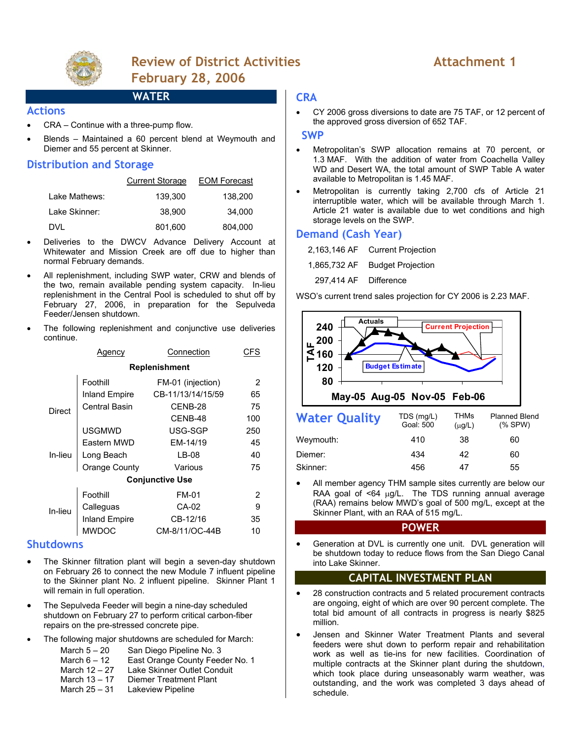# Review of District Activities
## February 28, 2006

**Attachment 1**

## WATER

### Actions

- CRA – Continue with a three-pump flow.
- Blends – Maintained a 60 percent blend at Weymouth and Diemer and 55 percent at Skinner.

### Distribution and Storage

| | Current Storage | EOM Forecast |
|---|---|---|
| Lake Mathews: | 139,300 | 138,200 |
| Lake Skinner: | 38,900 | 34,000 |
| DVL | 801,600 | 804,000 |

- Deliveries to the DWCV Advance Delivery Account at Whitewater and Mission Creek are off due to higher than normal February demands.
- All replenishment, including SWP water, CRW and blends of the two, remain available pending system capacity. In-lieu replenishment in the Central Pool is scheduled to shut off by February 27, 2006, in preparation for the Sepulveda Feeder/Jensen shutdown.
- The following replenishment and conjunctive use deliveries continue.

| | Agency | Connection | CFS |
|---|---|---|---|
| **Replenishment** | | | |
| Direct | Foothill | FM-01 (injection) | 2 |
| | Inland Empire | CB-11/13/14/15/59 | 65 |
| | Central Basin | CENB-28 | 75 |
| | | CENB-48 | 100 |
| In-lieu | USGMWD | USG-SGP | 250 |
| | Eastern MWD | EM-14/19 | 45 |
| | Long Beach | LB-08 | 40 |
| | Orange County | Various | 75 |
| **Conjunctive Use** | | | |
| In-lieu | Foothill | FM-01 | 2 |
| | Calleguas | CA-02 | 9 |
| | Inland Empire | CB-12/16 | 35 |
| | MWDOC | CM-8/11/OC-44B | 10 |

### Shutdowns

- The Skinner filtration plant will begin a seven-day shutdown on February 26 to connect the new Module 7 influent pipeline to the Skinner plant No. 2 influent pipeline. Skinner Plant 1 will remain in full operation.
- The Sepulveda Feeder will begin a nine-day scheduled shutdown on February 27 to perform critical carbon-fiber repairs on the pre-stressed concrete pipe.
- The following major shutdowns are scheduled for March:

| | |
|---|---|
| March 5 – 20 | San Diego Pipeline No. 3 |
| March 6 – 12 | East Orange County Feeder No. 1 |
| March 12 – 27 | Lake Skinner Outlet Conduit |
| March 13 – 17 | Diemer Treatment Plant |
| March 25 – 31 | Lakeview Pipeline |

### CRA

- CY 2006 gross diversions to date are 75 TAF, or 12 percent of the approved gross diversion of 652 TAF.

### SWP

- Metropolitan's SWP allocation remains at 70 percent, or 1.3 MAF. With the addition of water from Coachella Valley WD and Desert WA, the total amount of SWP Table A water available to Metropolitan is 1.45 MAF.
- Metropolitan is currently taking 2,700 cfs of Article 21 interruptible water, which will be available through March 1. Article 21 water is available due to wet conditions and high storage levels on the SWP.

### Demand (Cash Year)

| | |
|---|---|
| 2,163,146 AF | Current Projection |
| 1,865,732 AF | Budget Projection |
| 297,414 AF | Difference |

WSO's current trend sales projection for CY 2006 is 2.23 MAF.

### Water Quality

| | TDS (mg/L) Goal: 500 | THMs (µg/L) | Planned Blend (% SPW) |
|---|---|---|---|
| Weymouth: | 410 | 38 | 60 |
| Diemer: | 434 | 42 | 60 |
| Skinner: | 456 | 47 | 55 |

- All member agency THM sample sites currently are below our RAA goal of <64 µg/L. The TDS running annual average (RAA) remains below MWD's goal of 500 mg/L, except at the Skinner Plant, with an RAA of 515 mg/L.

## POWER

- Generation at DVL is currently one unit. DVL generation will be shutdown today to reduce flows from the San Diego Canal into Lake Skinner.

## CAPITAL INVESTMENT PLAN

- 28 construction contracts and 5 related procurement contracts are ongoing, eight of which are over 90 percent complete. The total bid amount of all contracts in progress is nearly $825 million.
- Jensen and Skinner Water Treatment Plants and several feeders were shut down to perform repair and rehabilitation work as well as tie-ins for new facilities. Coordination of multiple contracts at the Skinner plant during the shutdown, which took place during unseasonably warm weather, was outstanding, and the work was completed 3 days ahead of schedule.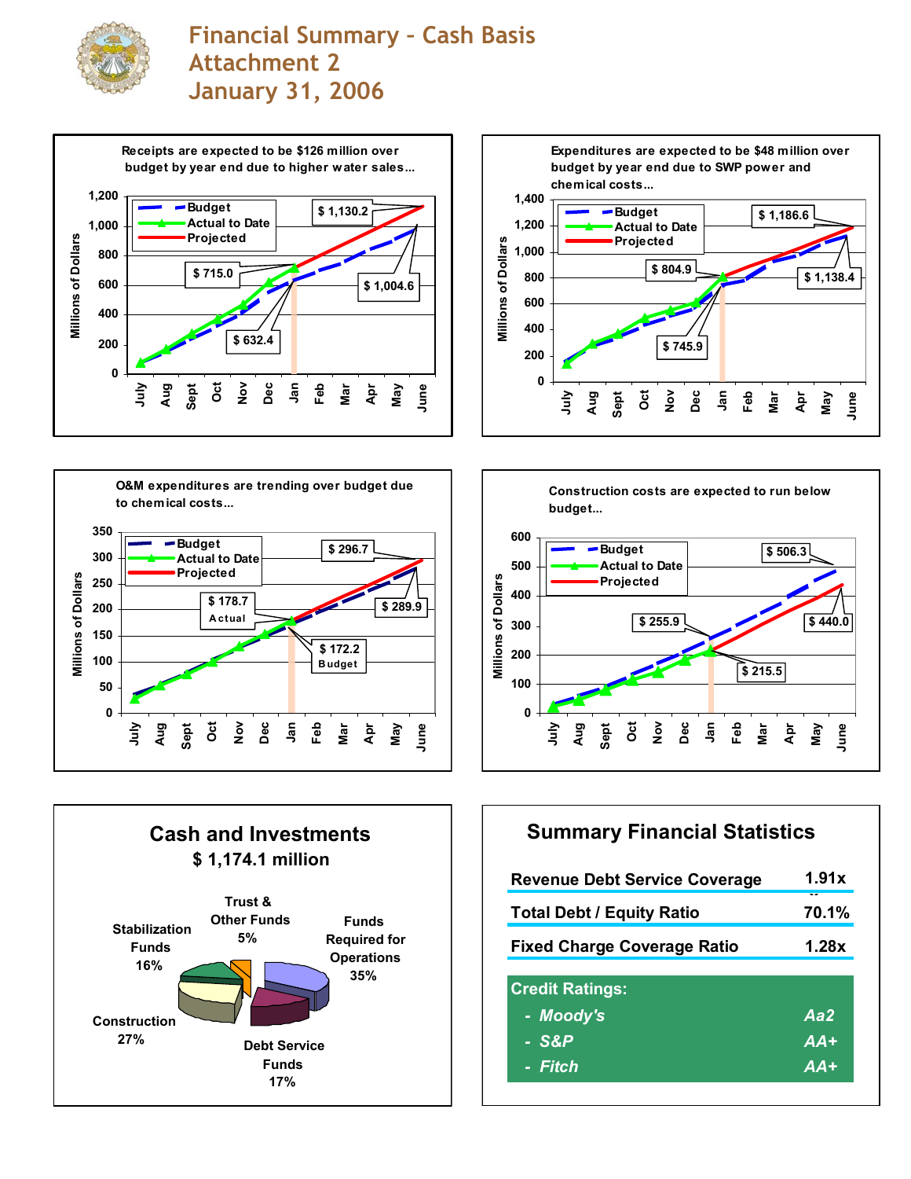# Financial Summary – Cash Basis
## Attachment 2
## January 31, 2006

Receipts are expected to be $126 million over budget by year end due to higher water sales...

Millions of Dollars

1,200
1,000
800
600
400
200
0

July Aug Sept Oct Nov Dec Jan Feb Mar Apr May June

Budget
Actual to Date
Projected

$ 1,130.2
$ 715.0
$ 1,004.6
$ 632.4

Expenditures are expected to be $48 million over budget by year end due to SWP power and chemical costs...

Millions of Dollars

1,400
1,200
1,000
800
600
400
200
0

July Aug Sept Oct Nov Dec Jan Feb Mar Apr May June

Budget
Actual to Date
Projected

$ 1,186.6
$ 804.9
$ 1,138.4
$ 745.9

O&M expenditures are trending over budget due to chemical costs...

Millions of Dollars

350
300
250
200
150
100
50
0

July Aug Sept Oct Nov Dec Jan Feb Mar Apr May June

Budget
Actual to Date
Projected

$ 296.7
$ 178.7 Actual
$ 289.9
$ 172.2 Budget

Construction costs are expected to run below budget...

Millions of Dollars

600
500
400
300
200
100
0

July Aug Sept Oct Nov Dec Jan Feb Mar Apr May June

Budget
Actual to Date
Projected

$ 506.3
$ 255.9
$ 440.0
$ 215.5

## Cash and Investments
### $ 1,174.1 million

Trust & Other Funds 5%
Funds Required for Operations 35%
Stabilization Funds 16%
Construction 27%
Debt Service Funds 17%

## Summary Financial Statistics

| | |
|---|---|
| **Revenue Debt Service Coverage** | **1.91x** |
| **Total Debt / Equity Ratio** | **70.1%** |
| **Fixed Charge Coverage Ratio** | **1.28x** |

**Credit Ratings:**

| | |
|---|---|
| - *Moody's* | *Aa2* |
| - *S&P* | *AA+* |
| - *Fitch* | *AA+* |